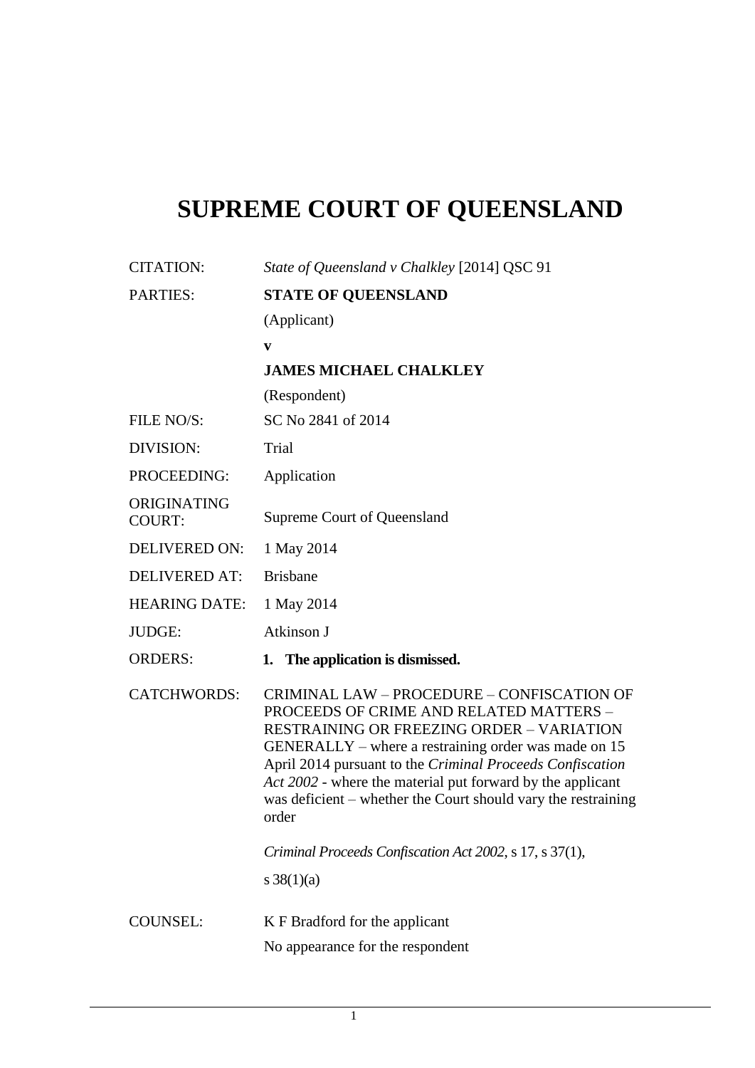# SUPREME COURT OF QUEENSLAND

| | |
|---|---|
| CITATION: | *State of Queensland v Chalkley* [2014] QSC 91 |
| PARTIES: | **STATE OF QUEENSLAND**<br>(Applicant)<br>**v**<br>**JAMES MICHAEL CHALKLEY**<br>(Respondent) |
| FILE NO/S: | SC No 2841 of 2014 |
| DIVISION: | Trial |
| PROCEEDING: | Application |
| ORIGINATING COURT: | Supreme Court of Queensland |
| DELIVERED ON: | 1 May 2014 |
| DELIVERED AT: | Brisbane |
| HEARING DATE: | 1 May 2014 |
| JUDGE: | Atkinson J |
| ORDERS: | **1. The application is dismissed.** |
| CATCHWORDS: | CRIMINAL LAW – PROCEDURE – CONFISCATION OF PROCEEDS OF CRIME AND RELATED MATTERS – RESTRAINING OR FREEZING ORDER – VARIATION GENERALLY – where a restraining order was made on 15 April 2014 pursuant to the *Criminal Proceeds Confiscation Act 2002* - where the material put forward by the applicant was deficient – whether the Court should vary the restraining order<br><br>*Criminal Proceeds Confiscation Act 2002*, s 17, s 37(1), s 38(1)(a) |
| COUNSEL: | K F Bradford for the applicant<br>No appearance for the respondent |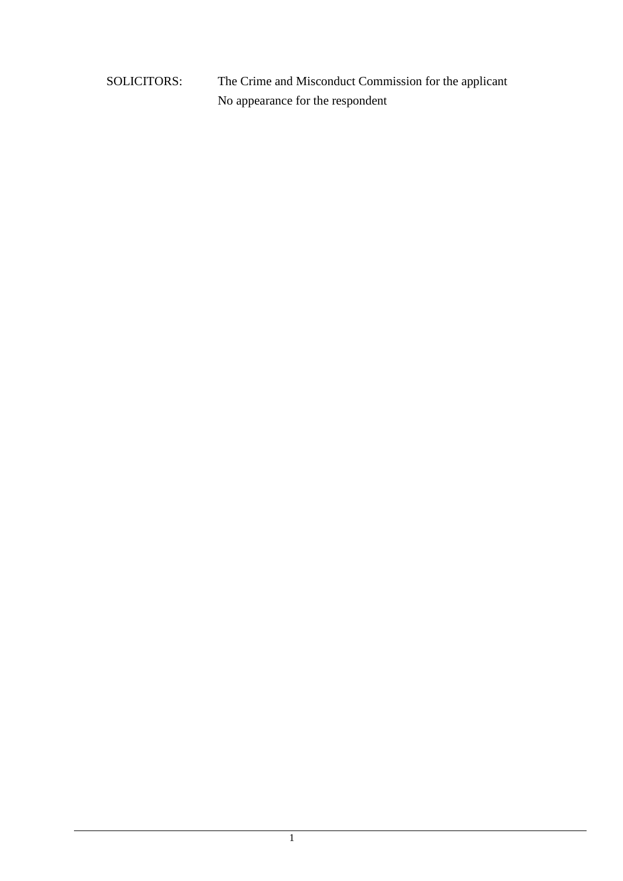| SOLICITORS: | The Crime and Misconduct Commission for the applicant |
|---|---|
| | No appearance for the respondent |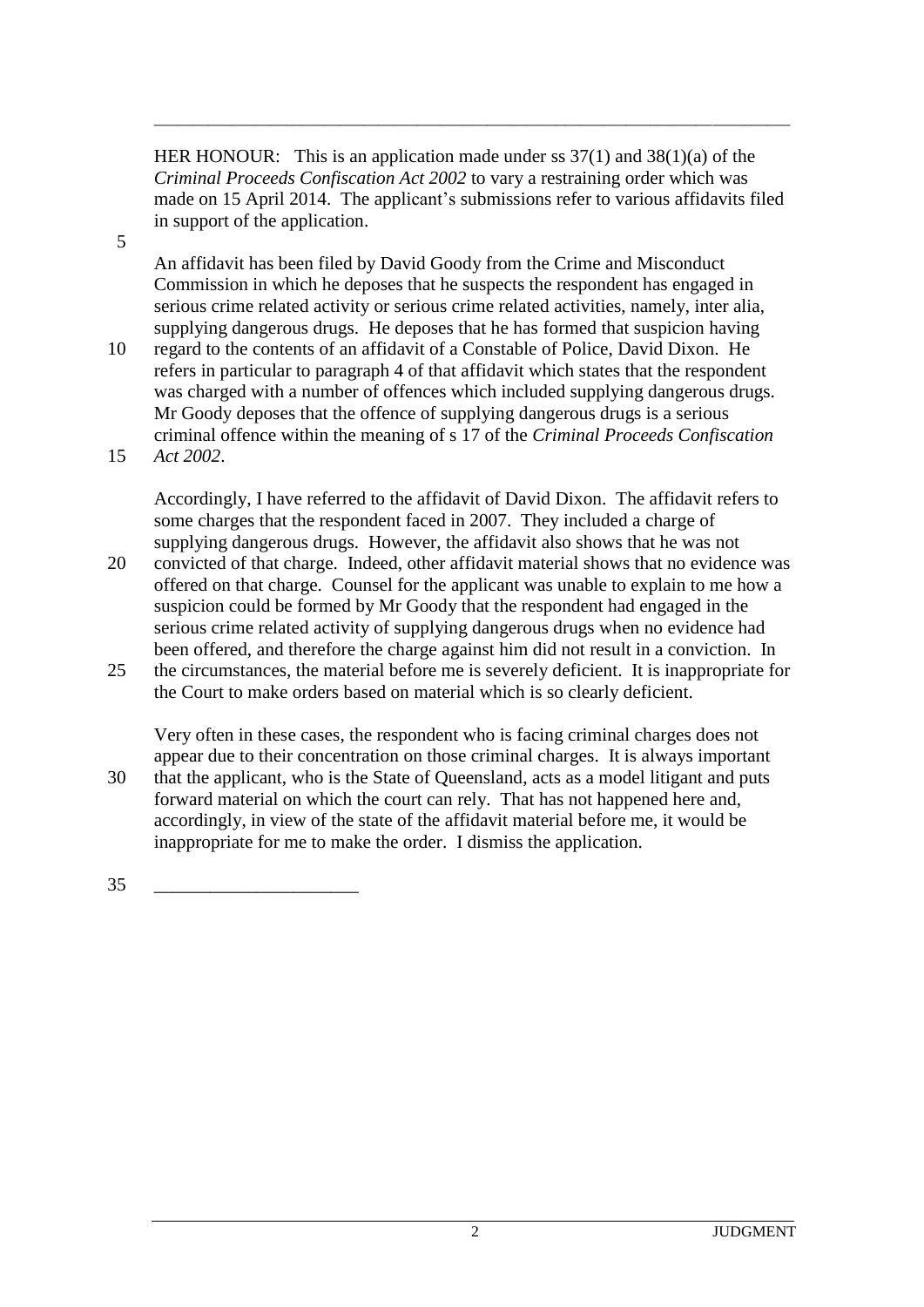HER HONOUR: This is an application made under ss 37(1) and 38(1)(a) of the *Criminal Proceeds Confiscation Act 2002* to vary a restraining order which was made on 15 April 2014. The applicant's submissions refer to various affidavits filed in support of the application.

An affidavit has been filed by David Goody from the Crime and Misconduct Commission in which he deposes that he suspects the respondent has engaged in serious crime related activity or serious crime related activities, namely, inter alia, supplying dangerous drugs. He deposes that he has formed that suspicion having regard to the contents of an affidavit of a Constable of Police, David Dixon. He refers in particular to paragraph 4 of that affidavit which states that the respondent was charged with a number of offences which included supplying dangerous drugs. Mr Goody deposes that the offence of supplying dangerous drugs is a serious criminal offence within the meaning of s 17 of the *Criminal Proceeds Confiscation Act 2002*.

Accordingly, I have referred to the affidavit of David Dixon. The affidavit refers to some charges that the respondent faced in 2007. They included a charge of supplying dangerous drugs. However, the affidavit also shows that he was not convicted of that charge. Indeed, other affidavit material shows that no evidence was offered on that charge. Counsel for the applicant was unable to explain to me how a suspicion could be formed by Mr Goody that the respondent had engaged in the serious crime related activity of supplying dangerous drugs when no evidence had been offered, and therefore the charge against him did not result in a conviction. In the circumstances, the material before me is severely deficient. It is inappropriate for the Court to make orders based on material which is so clearly deficient.

Very often in these cases, the respondent who is facing criminal charges does not appear due to their concentration on those criminal charges. It is always important that the applicant, who is the State of Queensland, acts as a model litigant and puts forward material on which the court can rely. That has not happened here and, accordingly, in view of the state of the affidavit material before me, it would be inappropriate for me to make the order. I dismiss the application.

\_\_\_\_\_\_\_\_\_\_\_\_\_\_\_\_\_\_\_\_\_\_